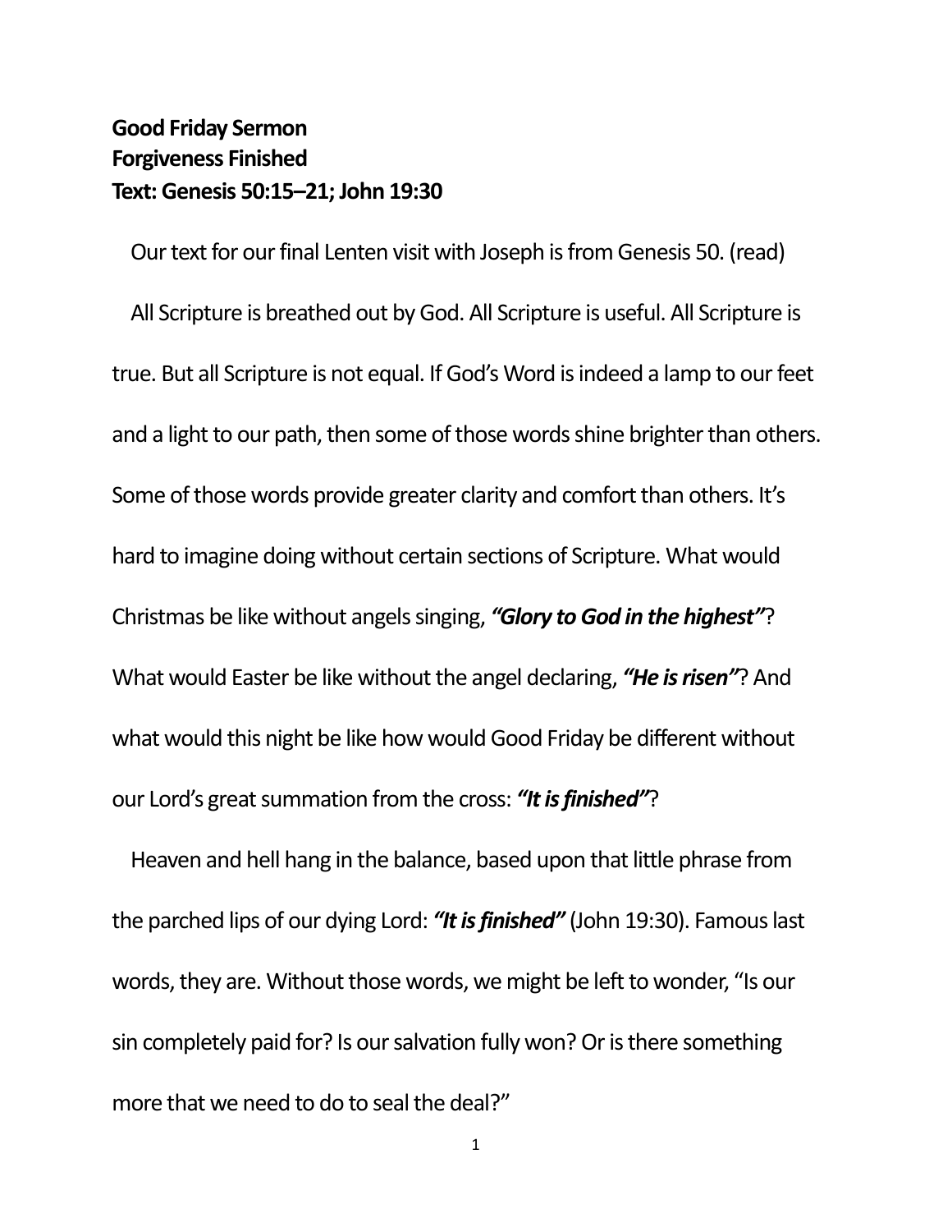**Good Friday Sermon**
**Forgiveness Finished**
**Text: Genesis 50:15–21; John 19:30**

Our text for our final Lenten visit with Joseph is from Genesis 50. (read)

All Scripture is breathed out by God. All Scripture is useful. All Scripture is true. But all Scripture is not equal. If God's Word is indeed a lamp to our feet and a light to our path, then some of those words shine brighter than others. Some of those words provide greater clarity and comfort than others. It's hard to imagine doing without certain sections of Scripture. What would Christmas be like without angels singing, ***"Glory to God in the highest"***? What would Easter be like without the angel declaring, ***"He is risen"***? And what would this night be like how would Good Friday be different without our Lord's great summation from the cross: ***"It is finished"***?

Heaven and hell hang in the balance, based upon that little phrase from the parched lips of our dying Lord: ***"It is finished"*** (John 19:30). Famous last words, they are. Without those words, we might be left to wonder, "Is our sin completely paid for? Is our salvation fully won? Or is there something more that we need to do to seal the deal?"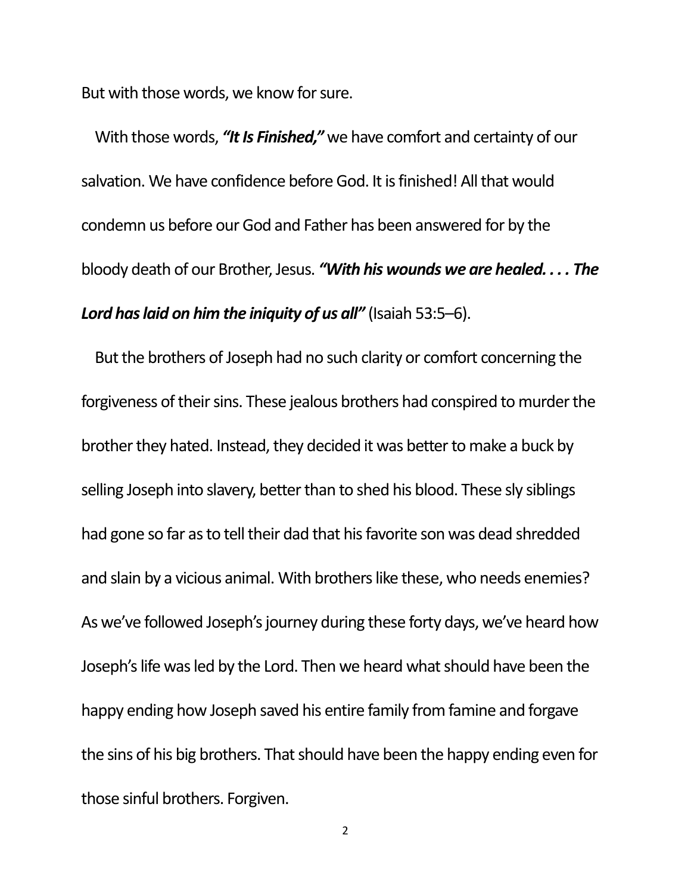But with those words, we know for sure.

With those words, ***"It Is Finished,"*** we have comfort and certainty of our salvation. We have confidence before God. It is finished! All that would condemn us before our God and Father has been answered for by the bloody death of our Brother, Jesus. ***"With his wounds we are healed. . . . The Lord has laid on him the iniquity of us all"*** (Isaiah 53:5–6).

But the brothers of Joseph had no such clarity or comfort concerning the forgiveness of their sins. These jealous brothers had conspired to murder the brother they hated. Instead, they decided it was better to make a buck by selling Joseph into slavery, better than to shed his blood. These sly siblings had gone so far as to tell their dad that his favorite son was dead shredded and slain by a vicious animal. With brothers like these, who needs enemies? As we've followed Joseph's journey during these forty days, we've heard how Joseph's life was led by the Lord. Then we heard what should have been the happy ending how Joseph saved his entire family from famine and forgave the sins of his big brothers. That should have been the happy ending even for those sinful brothers. Forgiven.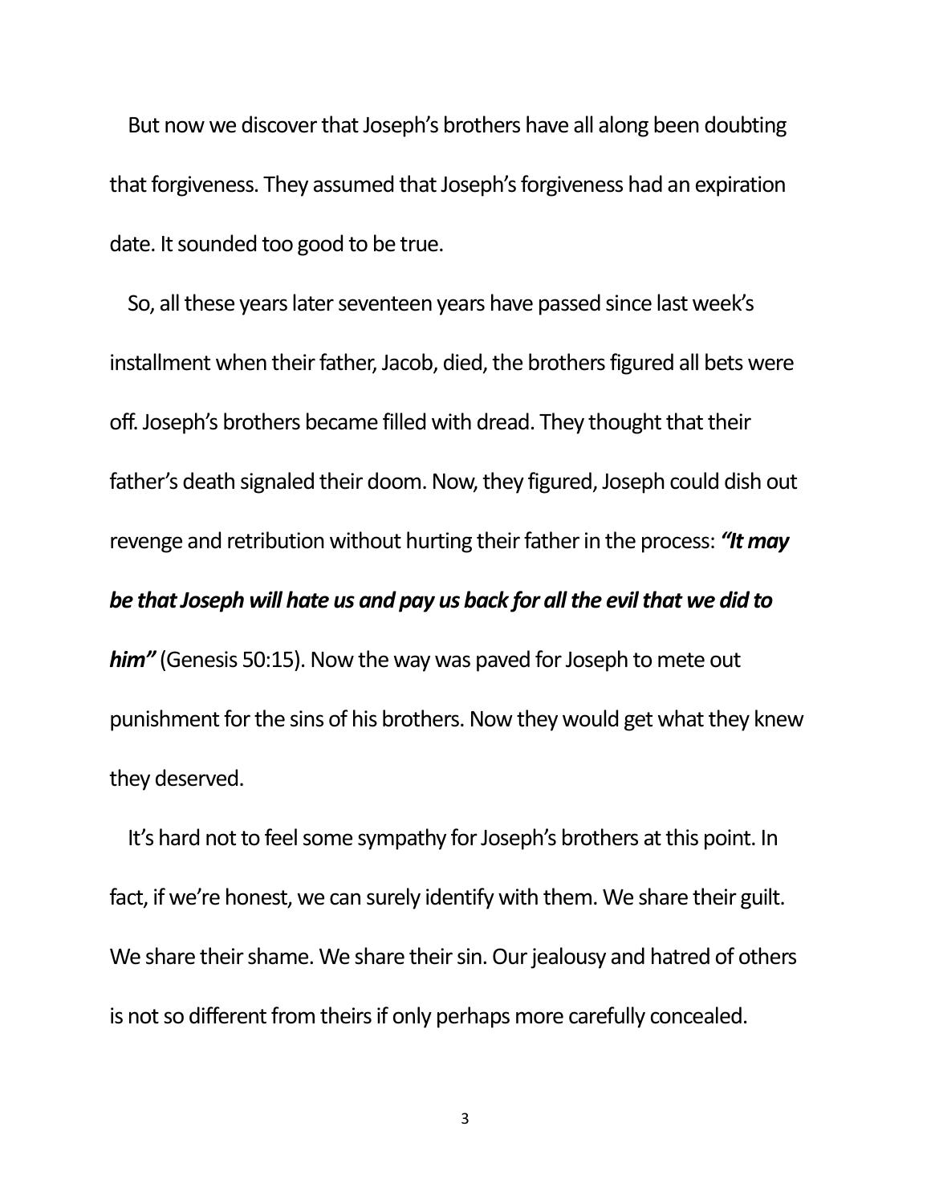But now we discover that Joseph's brothers have all along been doubting that forgiveness. They assumed that Joseph's forgiveness had an expiration date. It sounded too good to be true.

So, all these years later seventeen years have passed since last week's installment when their father, Jacob, died, the brothers figured all bets were off. Joseph's brothers became filled with dread. They thought that their father's death signaled their doom. Now, they figured, Joseph could dish out revenge and retribution without hurting their father in the process: ***"It may be that Joseph will hate us and pay us back for all the evil that we did to him"*** (Genesis 50:15). Now the way was paved for Joseph to mete out punishment for the sins of his brothers. Now they would get what they knew they deserved.

It's hard not to feel some sympathy for Joseph's brothers at this point. In fact, if we're honest, we can surely identify with them. We share their guilt. We share their shame. We share their sin. Our jealousy and hatred of others is not so different from theirs if only perhaps more carefully concealed.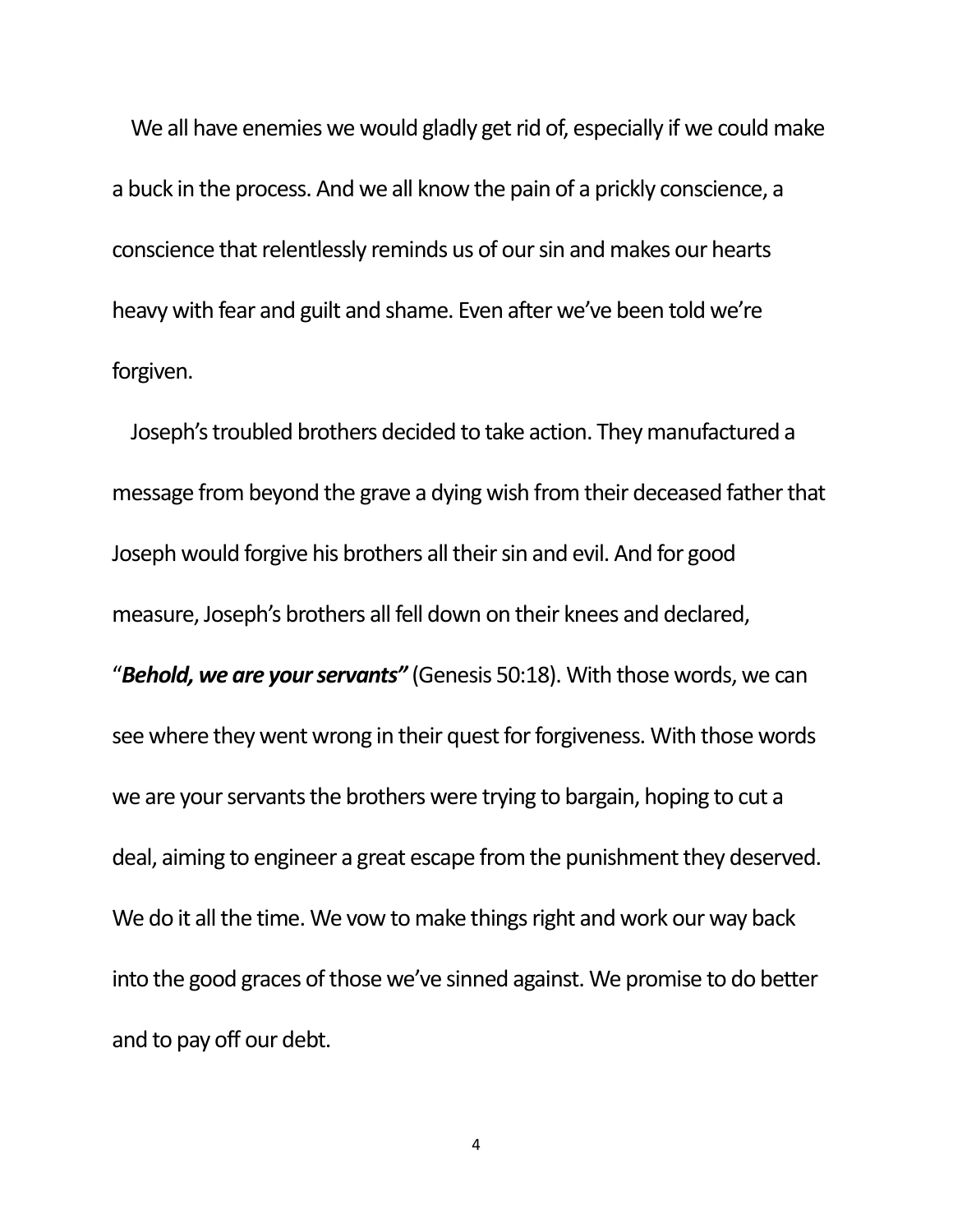We all have enemies we would gladly get rid of, especially if we could make a buck in the process. And we all know the pain of a prickly conscience, a conscience that relentlessly reminds us of our sin and makes our hearts heavy with fear and guilt and shame. Even after we've been told we're forgiven.

Joseph's troubled brothers decided to take action. They manufactured a message from beyond the grave a dying wish from their deceased father that Joseph would forgive his brothers all their sin and evil. And for good measure, Joseph's brothers all fell down on their knees and declared, "***Behold, we are your servants"*** (Genesis 50:18). With those words, we can see where they went wrong in their quest for forgiveness. With those words we are your servants the brothers were trying to bargain, hoping to cut a deal, aiming to engineer a great escape from the punishment they deserved. We do it all the time. We vow to make things right and work our way back into the good graces of those we've sinned against. We promise to do better and to pay off our debt.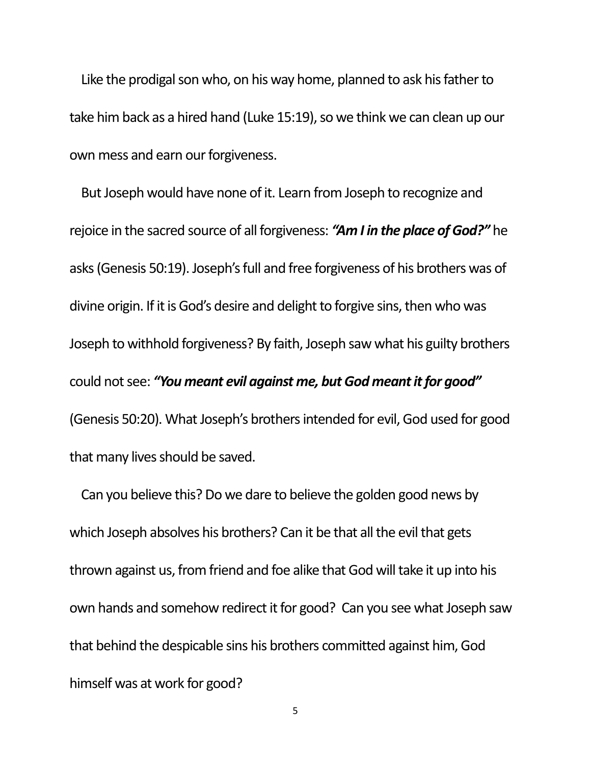Like the prodigal son who, on his way home, planned to ask his father to take him back as a hired hand (Luke 15:19), so we think we can clean up our own mess and earn our forgiveness.

But Joseph would have none of it. Learn from Joseph to recognize and rejoice in the sacred source of all forgiveness: ***"Am I in the place of God?"*** he asks (Genesis 50:19). Joseph's full and free forgiveness of his brothers was of divine origin. If it is God's desire and delight to forgive sins, then who was Joseph to withhold forgiveness? By faith, Joseph saw what his guilty brothers could not see: ***"You meant evil against me, but God meant it for good"*** (Genesis 50:20). What Joseph's brothers intended for evil, God used for good that many lives should be saved.

Can you believe this? Do we dare to believe the golden good news by which Joseph absolves his brothers? Can it be that all the evil that gets thrown against us, from friend and foe alike that God will take it up into his own hands and somehow redirect it for good? Can you see what Joseph saw that behind the despicable sins his brothers committed against him, God himself was at work for good?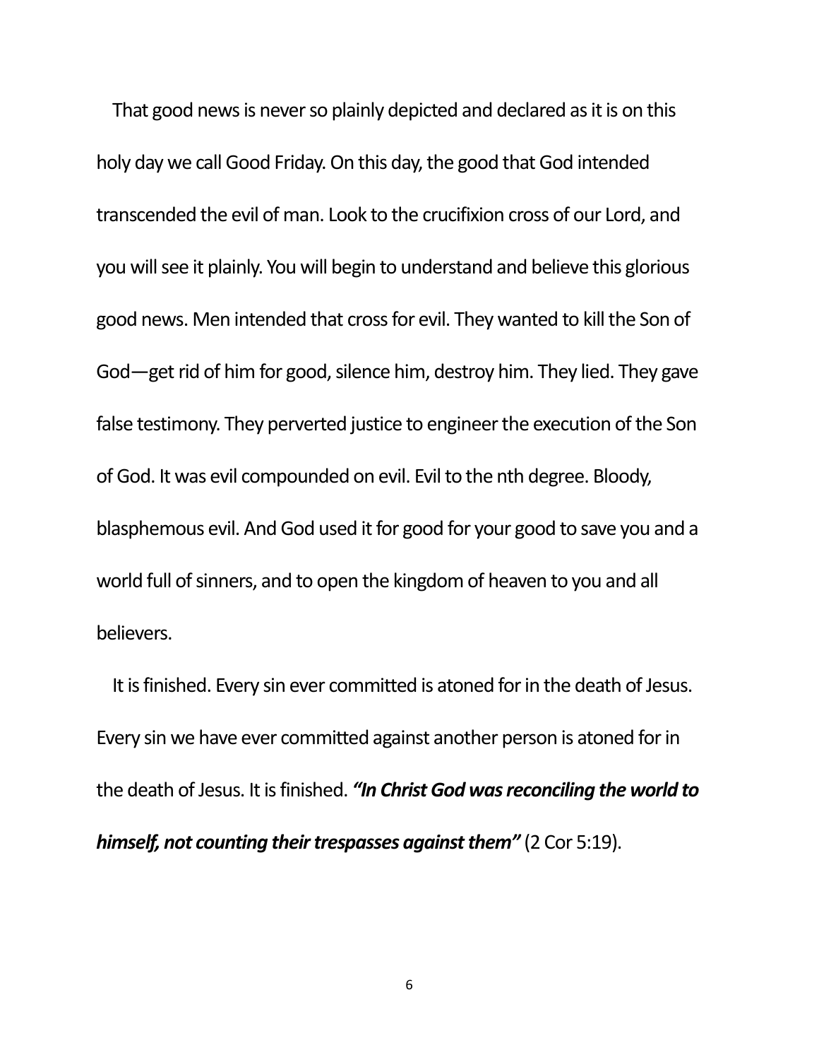That good news is never so plainly depicted and declared as it is on this holy day we call Good Friday. On this day, the good that God intended transcended the evil of man. Look to the crucifixion cross of our Lord, and you will see it plainly. You will begin to understand and believe this glorious good news. Men intended that cross for evil. They wanted to kill the Son of God—get rid of him for good, silence him, destroy him. They lied. They gave false testimony. They perverted justice to engineer the execution of the Son of God. It was evil compounded on evil. Evil to the nth degree. Bloody, blasphemous evil. And God used it for good for your good to save you and a world full of sinners, and to open the kingdom of heaven to you and all believers.

It is finished. Every sin ever committed is atoned for in the death of Jesus. Every sin we have ever committed against another person is atoned for in the death of Jesus. It is finished. ***"In Christ God was reconciling the world to himself, not counting their trespasses against them"*** (2 Cor 5:19).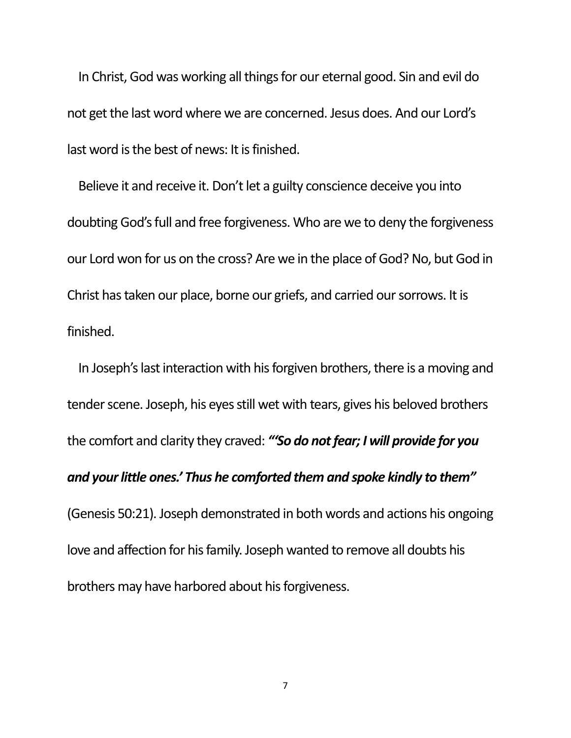In Christ, God was working all things for our eternal good. Sin and evil do not get the last word where we are concerned. Jesus does. And our Lord's last word is the best of news: It is finished.

Believe it and receive it. Don't let a guilty conscience deceive you into doubting God's full and free forgiveness. Who are we to deny the forgiveness our Lord won for us on the cross? Are we in the place of God? No, but God in Christ has taken our place, borne our griefs, and carried our sorrows. It is finished.

In Joseph's last interaction with his forgiven brothers, there is a moving and tender scene. Joseph, his eyes still wet with tears, gives his beloved brothers the comfort and clarity they craved: ***"'So do not fear; I will provide for you and your little ones.' Thus he comforted them and spoke kindly to them"*** (Genesis 50:21). Joseph demonstrated in both words and actions his ongoing love and affection for his family. Joseph wanted to remove all doubts his brothers may have harbored about his forgiveness.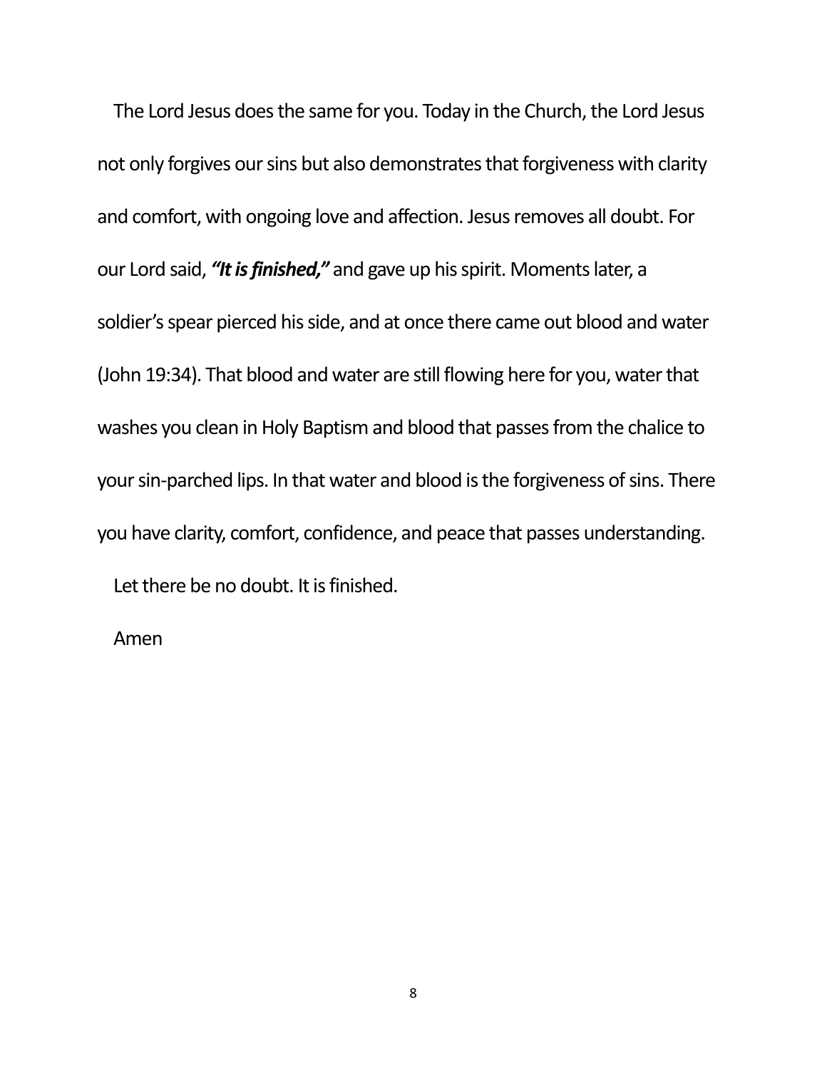The Lord Jesus does the same for you. Today in the Church, the Lord Jesus not only forgives our sins but also demonstrates that forgiveness with clarity and comfort, with ongoing love and affection. Jesus removes all doubt. For our Lord said, ***"It is finished,"*** and gave up his spirit. Moments later, a soldier's spear pierced his side, and at once there came out blood and water (John 19:34). That blood and water are still flowing here for you, water that washes you clean in Holy Baptism and blood that passes from the chalice to your sin-parched lips. In that water and blood is the forgiveness of sins. There you have clarity, comfort, confidence, and peace that passes understanding.

Let there be no doubt. It is finished.

Amen